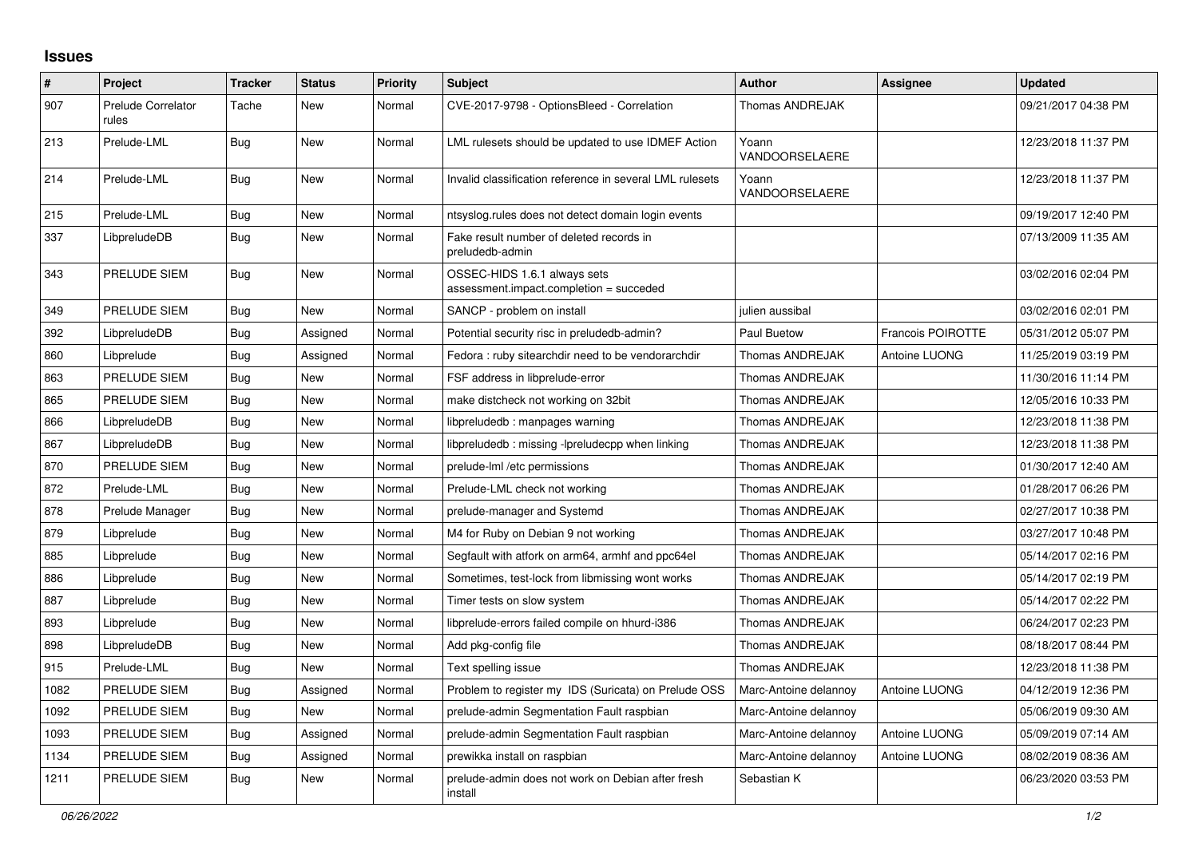## Issues

| # | Project | Tracker | Status | Priority | Subject | Author | Assignee | Updated |
|---|---|---|---|---|---|---|---|---|
| 907 | Prelude Correlator rules | Tache | New | Normal | CVE-2017-9798 - OptionsBleed - Correlation | Thomas ANDREJAK | | 09/21/2017 04:38 PM |
| 213 | Prelude-LML | Bug | New | Normal | LML rulesets should be updated to use IDMEF Action | Yoann VANDOORSELAERE | | 12/23/2018 11:37 PM |
| 214 | Prelude-LML | Bug | New | Normal | Invalid classification reference in several LML rulesets | Yoann VANDOORSELAERE | | 12/23/2018 11:37 PM |
| 215 | Prelude-LML | Bug | New | Normal | ntsyslog.rules does not detect domain login events | | | 09/19/2017 12:40 PM |
| 337 | LibpreludeDB | Bug | New | Normal | Fake result number of deleted records in preludedb-admin | | | 07/13/2009 11:35 AM |
| 343 | PRELUDE SIEM | Bug | New | Normal | OSSEC-HIDS 1.6.1 always sets assessment.impact.completion = succeded | | | 03/02/2016 02:04 PM |
| 349 | PRELUDE SIEM | Bug | New | Normal | SANCP - problem on install | julien aussibal | | 03/02/2016 02:01 PM |
| 392 | LibpreludeDB | Bug | Assigned | Normal | Potential security risc in preludedb-admin? | Paul Buetow | Francois POIROTTE | 05/31/2012 05:07 PM |
| 860 | Libprelude | Bug | Assigned | Normal | Fedora : ruby sitearchdir need to be vendorarchdir | Thomas ANDREJAK | Antoine LUONG | 11/25/2019 03:19 PM |
| 863 | PRELUDE SIEM | Bug | New | Normal | FSF address in libprelude-error | Thomas ANDREJAK | | 11/30/2016 11:14 PM |
| 865 | PRELUDE SIEM | Bug | New | Normal | make distcheck not working on 32bit | Thomas ANDREJAK | | 12/05/2016 10:33 PM |
| 866 | LibpreludeDB | Bug | New | Normal | libpreludedb : manpages warning | Thomas ANDREJAK | | 12/23/2018 11:38 PM |
| 867 | LibpreludeDB | Bug | New | Normal | libpreludedb : missing -lpreludecpp when linking | Thomas ANDREJAK | | 12/23/2018 11:38 PM |
| 870 | PRELUDE SIEM | Bug | New | Normal | prelude-lml /etc permissions | Thomas ANDREJAK | | 01/30/2017 12:40 AM |
| 872 | Prelude-LML | Bug | New | Normal | Prelude-LML check not working | Thomas ANDREJAK | | 01/28/2017 06:26 PM |
| 878 | Prelude Manager | Bug | New | Normal | prelude-manager and Systemd | Thomas ANDREJAK | | 02/27/2017 10:38 PM |
| 879 | Libprelude | Bug | New | Normal | M4 for Ruby on Debian 9 not working | Thomas ANDREJAK | | 03/27/2017 10:48 PM |
| 885 | Libprelude | Bug | New | Normal | Segfault with atfork on arm64, armhf and ppc64el | Thomas ANDREJAK | | 05/14/2017 02:16 PM |
| 886 | Libprelude | Bug | New | Normal | Sometimes, test-lock from libmissing wont works | Thomas ANDREJAK | | 05/14/2017 02:19 PM |
| 887 | Libprelude | Bug | New | Normal | Timer tests on slow system | Thomas ANDREJAK | | 05/14/2017 02:22 PM |
| 893 | Libprelude | Bug | New | Normal | libprelude-errors failed compile on hhurd-i386 | Thomas ANDREJAK | | 06/24/2017 02:23 PM |
| 898 | LibpreludeDB | Bug | New | Normal | Add pkg-config file | Thomas ANDREJAK | | 08/18/2017 08:44 PM |
| 915 | Prelude-LML | Bug | New | Normal | Text spelling issue | Thomas ANDREJAK | | 12/23/2018 11:38 PM |
| 1082 | PRELUDE SIEM | Bug | Assigned | Normal | Problem to register my IDS (Suricata) on Prelude OSS | Marc-Antoine delannoy | Antoine LUONG | 04/12/2019 12:36 PM |
| 1092 | PRELUDE SIEM | Bug | New | Normal | prelude-admin Segmentation Fault raspbian | Marc-Antoine delannoy | | 05/06/2019 09:30 AM |
| 1093 | PRELUDE SIEM | Bug | Assigned | Normal | prelude-admin Segmentation Fault raspbian | Marc-Antoine delannoy | Antoine LUONG | 05/09/2019 07:14 AM |
| 1134 | PRELUDE SIEM | Bug | Assigned | Normal | prewikka install on raspbian | Marc-Antoine delannoy | Antoine LUONG | 08/02/2019 08:36 AM |
| 1211 | PRELUDE SIEM | Bug | New | Normal | prelude-admin does not work on Debian after fresh install | Sebastian K | | 06/23/2020 03:53 PM |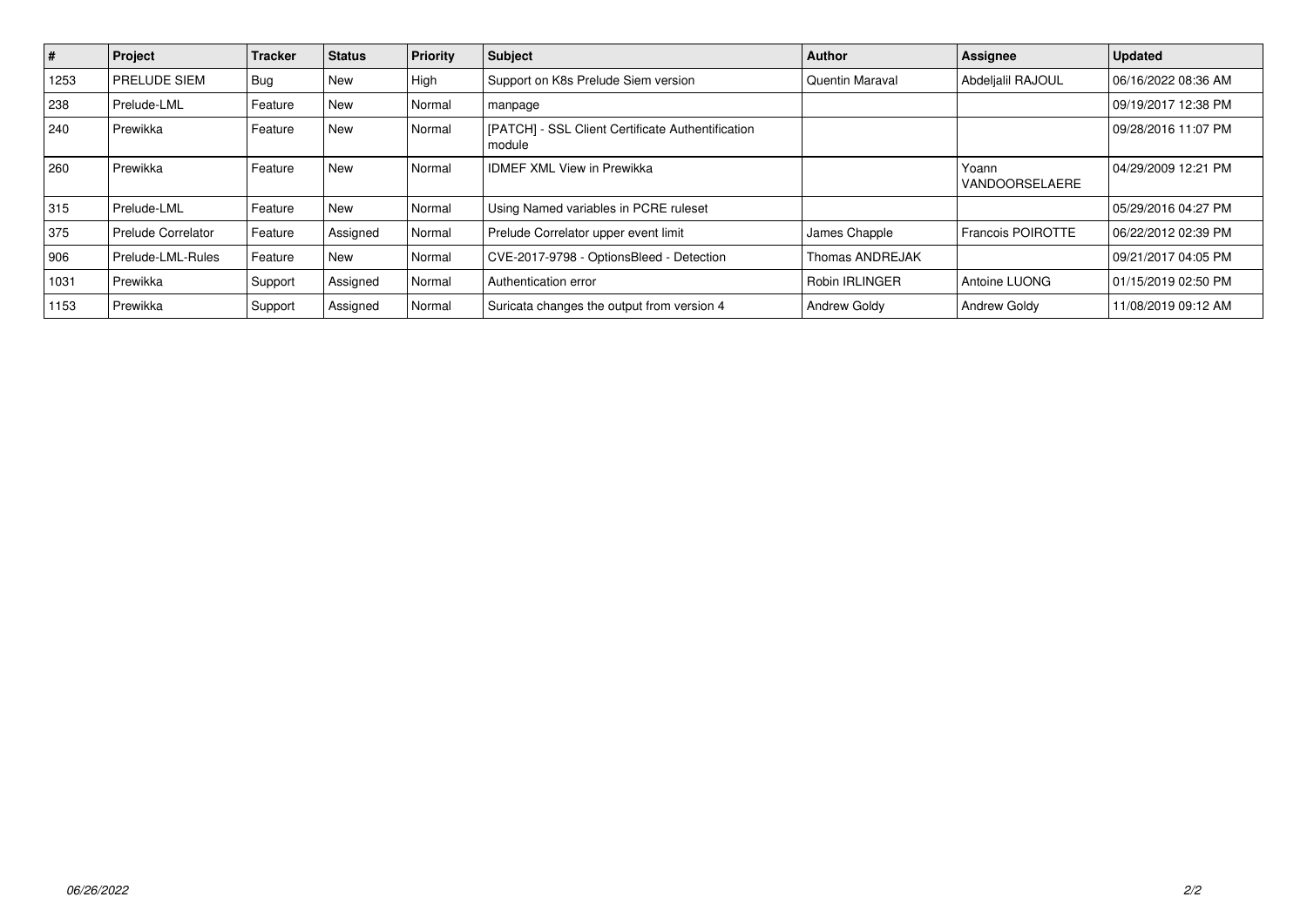| # | Project | Tracker | Status | Priority | Subject | Author | Assignee | Updated |
|---|---|---|---|---|---|---|---|---|
| 1253 | PRELUDE SIEM | Bug | New | High | Support on K8s Prelude Siem version | Quentin Maraval | Abdeljalil RAJOUL | 06/16/2022 08:36 AM |
| 238 | Prelude-LML | Feature | New | Normal | manpage | | | 09/19/2017 12:38 PM |
| 240 | Prewikka | Feature | New | Normal | [PATCH] - SSL Client Certificate Authentification module | | | 09/28/2016 11:07 PM |
| 260 | Prewikka | Feature | New | Normal | IDMEF XML View in Prewikka | | Yoann VANDOORSELAERE | 04/29/2009 12:21 PM |
| 315 | Prelude-LML | Feature | New | Normal | Using Named variables in PCRE ruleset | | | 05/29/2016 04:27 PM |
| 375 | Prelude Correlator | Feature | Assigned | Normal | Prelude Correlator upper event limit | James Chapple | Francois POIROTTE | 06/22/2012 02:39 PM |
| 906 | Prelude-LML-Rules | Feature | New | Normal | CVE-2017-9798 - OptionsBleed - Detection | Thomas ANDREJAK | | 09/21/2017 04:05 PM |
| 1031 | Prewikka | Support | Assigned | Normal | Authentication error | Robin IRLINGER | Antoine LUONG | 01/15/2019 02:50 PM |
| 1153 | Prewikka | Support | Assigned | Normal | Suricata changes the output from version 4 | Andrew Goldy | Andrew Goldy | 11/08/2019 09:12 AM |